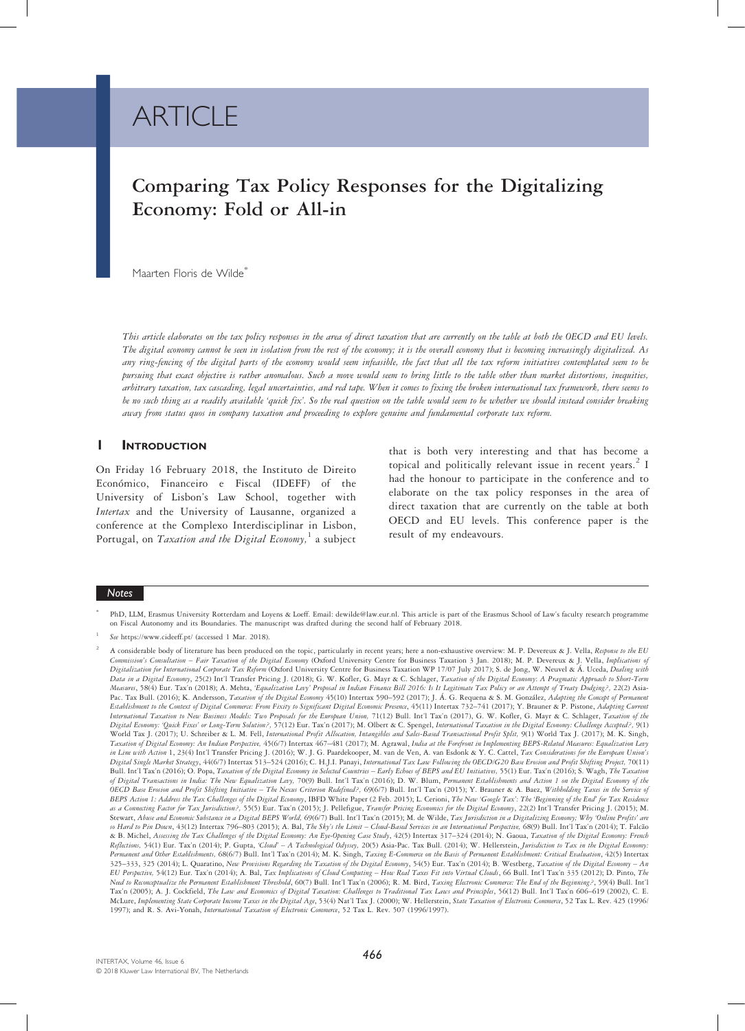ARTICLE

# Comparing Tax Policy Responses for the Digitalizing Economy: Fold or All-in

Maarten Floris de Wilde*

*This article elaborates on the tax policy responses in the area of direct taxation that are currently on the table at both the OECD and EU levels. The digital economy cannot be seen in isolation from the rest of the economy; it is the overall economy that is becoming increasingly digitalized. As any ring-fencing of the digital parts of the economy would seem infeasible, the fact that all the tax reform initiatives contemplated seem to be pursuing that exact objective is rather anomalous. Such a move would seem to bring little to the table other than market distortions, inequities, arbitrary taxation, tax cascading, legal uncertainties, and red tape. When it comes to fixing the broken international tax framework, there seems to be no such thing as a readily available 'quick fix'. So the real question on the table would seem to be whether we should instead consider breaking away from status quos in company taxation and proceeding to explore genuine and fundamental corporate tax reform.*

## 1 Introduction

On Friday 16 February 2018, the Instituto de Direito Económico, Financeiro e Fiscal (IDEFF) of the University of Lisbon's Law School, together with *Intertax* and the University of Lausanne, organized a conference at the Complexo Interdisciplinar in Lisbon, Portugal, on *Taxation and the Digital Economy*,[1] a subject that is both very interesting and that has become a topical and politically relevant issue in recent years.[2] I had the honour to participate in the conference and to elaborate on the tax policy responses in the area of direct taxation that are currently on the table at both OECD and EU levels. This conference paper is the result of my endeavours.

### Notes

\* PhD, LLM, Erasmus University Rotterdam and Loyens & Loeff. Email: dewilde@law.eur.nl. This article is part of the Erasmus School of Law's faculty research programme on Fiscal Autonomy and its Boundaries. The manuscript was drafted during the second half of February 2018.

[1] *See* https://www.cideeff.pt/ (accessed 1 Mar. 2018).

[2] A considerable body of literature has been produced on the topic, particularly in recent years; here a non-exhaustive overview: M. P. Devereux & J. Vella, *Response to the EU Commission's Consultation – Fair Taxation of the Digital Economy* (Oxford University Centre for Business Taxation 3 Jan. 2018); M. P. Devereux & J. Vella, *Implications of Digitalization for International Corporate Tax Reform* (Oxford University Centre for Business Taxation WP 17/07 July 2017); S. de Jong, W. Neuvel & Á. Uceda, *Dealing with Data in a Digital Economy*, 25(2) Int'l Transfer Pricing J. (2018); G. W. Kofler, G. Mayr & C. Schlager, *Taxation of the Digital Economy: A Pragmatic Approach to Short-Term Measures*, 58(4) Eur. Tax'n (2018); A. Mehta, *'Equalization Levy' Proposal in Indian Finance Bill 2016: Is It Legitimate Tax Policy or an Attempt of Treaty Dodging?*, 22(2) Asia-Pac. Tax Bull. (2016); K. Andersson, *Taxation of the Digital Economy* 45(10) Intertax 590–592 (2017); J. Á. G. Requena & S. M. González, *Adapting the Concept of Permanent Establishment to the Context of Digital Commerce: From Fixity to Significant Digital Economic Presence*, 45(11) Intertax 732–741 (2017); Y. Brauner & P. Pistone, *Adapting Current International Taxation to New Business Models: Two Proposals for the European Union,* 71(12) Bull. Int'l Tax'n (2017), G. W. Kofler, G. Mayr & C. Schlager, *Taxation of the Digital Economy: 'Quick Fixes' or Long-Term Solution?,* 57(12) Eur. Tax'n (2017); M. Olbert & C. Spengel, *International Taxation in the Digital Economy: Challenge Accepted?*, 9(1) World Tax J. (2017); U. Schreiber & L. M. Fell, *International Profit Allocation, Intangibles and Sales-Based Transactional Profit Split,* 9(1) World Tax J. (2017); M. K. Singh, *Taxation of Digital Economy: An Indian Perspective,* 45(6/7) Intertax 467–481 (2017); M. Agrawal, *India at the Forefront in Implementing BEPS-Related Measures: Equalization Levy in Line with Action 1*, 23(4) Int'l Transfer Pricing J. (2016); W. J. G. Paardekooper, M. van de Ven, A. van Esdonk & Y. C. Cattel, *Tax Considerations for the European Union's Digital Single Market Strategy*, 44(6/7) Intertax 513–524 (2016); C. H.J.I. Panayi, *International Tax Law Following the OECD/G20 Base Erosion and Profit Shifting Project,* 70(11) Bull. Int'l Tax'n (2016); O. Popa, *Taxation of the Digital Economy in Selected Countries – Early Echoes of BEPS and EU Initiatives,* 55(1) Eur. Tax'n (2016); S. Wagh, *The Taxation of Digital Transactions in India: The New Equalization Levy,* 70(9) Bull. Int'l Tax'n (2016); D. W. Blum, *Permanent Establishments and Action 1 on the Digital Economy of the OECD Base Erosion and Profit Shifting Initiative – The Nexus Criterion Redefined?,* 69(6/7) Bull. Int'l Tax'n (2015); Y. Brauner & A. Baez, *Withholding Taxes in the Service of BEPS Action 1: Address the Tax Challenges of the Digital Economy*, IBFD White Paper (2 Feb. 2015); L. Cerioni, *The New 'Google Tax': The 'Beginning of the End' for Tax Residence as a Connecting Factor for Tax Jurisdiction?,* 55(5) Eur. Tax'n (2015); J. Pellefigue, *Transfer Pricing Economics for the Digital Economy*, 22(2) Int'l Transfer Pricing J. (2015); M. Stewart, *Abuse and Economic Substance in a Digital BEPS World,* 69(6/7) Bull. Int'l Tax'n (2015); M. de Wilde, *Tax Jurisdiction in a Digitalizing Economy; Why 'Online Profits' are so Hard to Pin Down*, 43(12) Intertax 796–803 (2015); A. Bal, *The Sky's the Limit – Cloud-Based Services in an International Perspective,* 68(9) Bull. Int'l Tax'n (2014); T. Falcão & B. Michel, *Assessing the Tax Challenges of the Digital Economy: An Eye-Opening Case Study*, 42(5) Intertax 317–324 (2014); N. Gaoua, *Taxation of the Digital Economy: French Reflections,* 54(1) Eur. Tax'n (2014); P. Gupta, *'Cloud' – A Technological Odyssey,* 20(5) Asia-Pac. Tax Bull. (2014); W. Hellerstein, *Jurisdiction to Tax in the Digital Economy: Permanent and Other Establishments,* 68(6/7) Bull. Int'l Tax'n (2014); M. K. Singh, *Taxing E-Commerce on the Basis of Permanent Establishment: Critical Evaluation*, 42(5) Intertax 325–333, 325 (2014); L. Quaratino, *New Provisions Regarding the Taxation of the Digital Economy*, 54(5) Eur. Tax'n (2014); B. Westberg, *Taxation of the Digital Economy – An EU Perspective,* 54(12) Eur. Tax'n (2014); A. Bal, *Tax Implications of Cloud Computing – How Real Taxes Fit into Virtual Clouds*, 66 Bull. Int'l Tax'n 335 (2012); D. Pinto, *The Need to Reconceptualize the Permanent Establishment Threshold*, 60(7) Bull. Int'l Tax'n (2006); R. M. Bird, *Taxing Electronic Commerce: The End of the Beginning?*, 59(4) Bull. Int'l Tax'n (2005); A. J. Cockfield, *The Law and Economics of Digital Taxation: Challenges to Traditional Tax Laws and Principles*, 56(12) Bull. Int'l Tax'n 606–619 (2002), C. E. McLure, *Implementing State Corporate Income Taxes in the Digital Age*, 53(4) Nat'l Tax J. (2000); W. Hellerstein, *State Taxation of Electronic Commerce*, 52 Tax L. Rev. 425 (1996/1997); and R. S. Avi-Yonah, *International Taxation of Electronic Commerce*, 52 Tax L. Rev. 507 (1996/1997).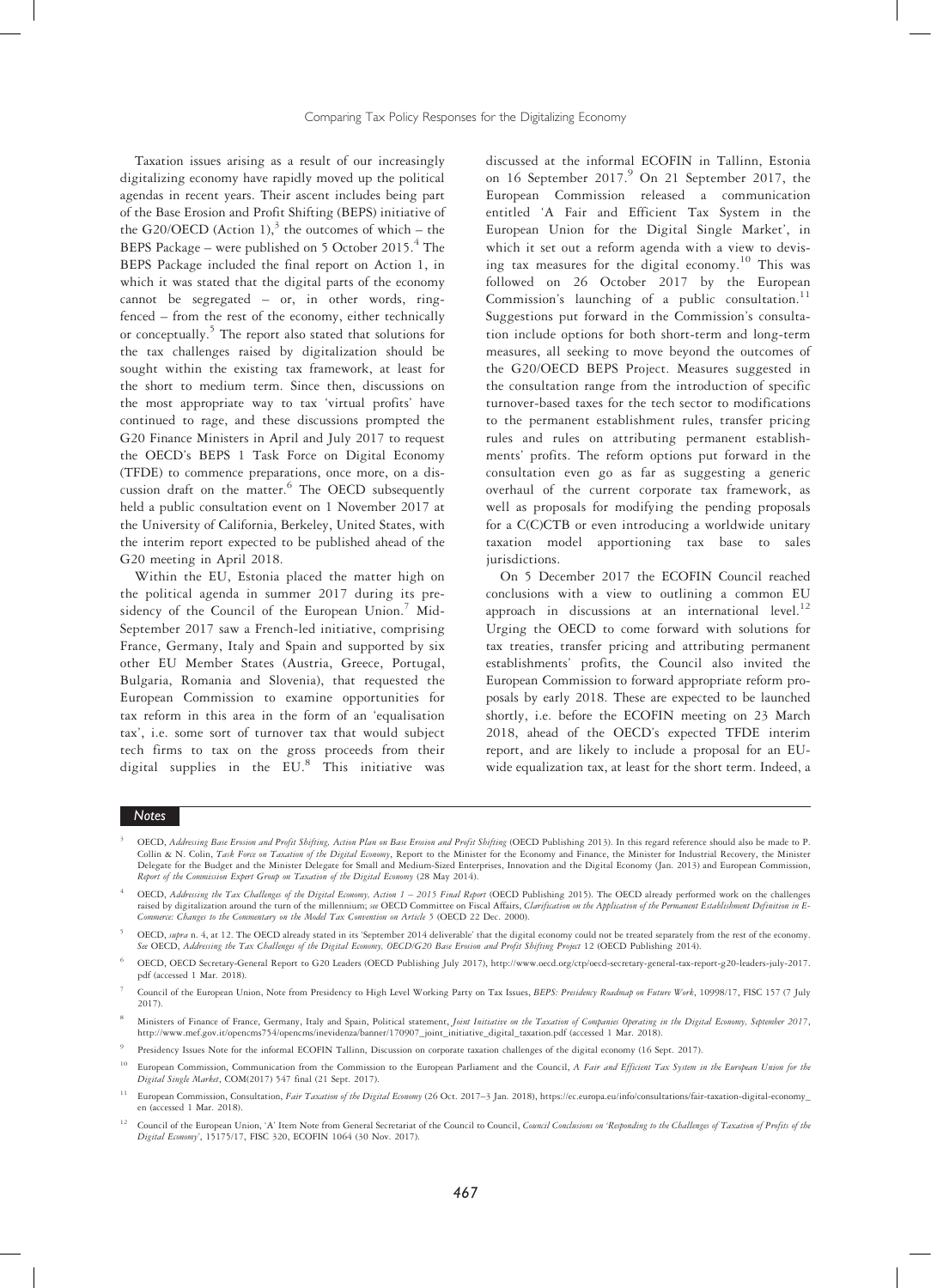Taxation issues arising as a result of our increasingly digitalizing economy have rapidly moved up the political agendas in recent years. Their ascent includes being part of the Base Erosion and Profit Shifting (BEPS) initiative of the G20/OECD (Action 1),[3] the outcomes of which – the BEPS Package – were published on 5 October 2015.[4] The BEPS Package included the final report on Action 1, in which it was stated that the digital parts of the economy cannot be segregated – or, in other words, ring-fenced – from the rest of the economy, either technically or conceptually.[5] The report also stated that solutions for the tax challenges raised by digitalization should be sought within the existing tax framework, at least for the short to medium term. Since then, discussions on the most appropriate way to tax 'virtual profits' have continued to rage, and these discussions prompted the G20 Finance Ministers in April and July 2017 to request the OECD's BEPS 1 Task Force on Digital Economy (TFDE) to commence preparations, once more, on a discussion draft on the matter.[6] The OECD subsequently held a public consultation event on 1 November 2017 at the University of California, Berkeley, United States, with the interim report expected to be published ahead of the G20 meeting in April 2018.

Within the EU, Estonia placed the matter high on the political agenda in summer 2017 during its presidency of the Council of the European Union.[7] Mid-September 2017 saw a French-led initiative, comprising France, Germany, Italy and Spain and supported by six other EU Member States (Austria, Greece, Portugal, Bulgaria, Romania and Slovenia), that requested the European Commission to examine opportunities for tax reform in this area in the form of an 'equalisation tax', i.e. some sort of turnover tax that would subject tech firms to tax on the gross proceeds from their digital supplies in the EU.[8] This initiative was discussed at the informal ECOFIN in Tallinn, Estonia on 16 September 2017.[9] On 21 September 2017, the European Commission released a communication entitled 'A Fair and Efficient Tax System in the European Union for the Digital Single Market', in which it set out a reform agenda with a view to devising tax measures for the digital economy.[10] This was followed on 26 October 2017 by the European Commission's launching of a public consultation.[11] Suggestions put forward in the Commission's consultation include options for both short-term and long-term measures, all seeking to move beyond the outcomes of the G20/OECD BEPS Project. Measures suggested in the consultation range from the introduction of specific turnover-based taxes for the tech sector to modifications to the permanent establishment rules, transfer pricing rules and rules on attributing permanent establishments' profits. The reform options put forward in the consultation even go as far as suggesting a generic overhaul of the current corporate tax framework, as well as proposals for modifying the pending proposals for a C(C)CTB or even introducing a worldwide unitary taxation model apportioning tax base to sales jurisdictions.

On 5 December 2017 the ECOFIN Council reached conclusions with a view to outlining a common EU approach in discussions at an international level.[12] Urging the OECD to come forward with solutions for tax treaties, transfer pricing and attributing permanent establishments' profits, the Council also invited the European Commission to forward appropriate reform proposals by early 2018. These are expected to be launched shortly, i.e. before the ECOFIN meeting on 23 March 2018, ahead of the OECD's expected TFDE interim report, and are likely to include a proposal for an EU-wide equalization tax, at least for the short term. Indeed, a

**Notes**

3. OECD, *Addressing Base Erosion and Profit Shifting, Action Plan on Base Erosion and Profit Shifting* (OECD Publishing 2013). In this regard reference should also be made to P. Collin & N. Colin, *Task Force on Taxation of the Digital Economy*, Report to the Minister for the Economy and Finance, the Minister for Industrial Recovery, the Minister Delegate for the Budget and the Minister Delegate for Small and Medium-Sized Enterprises, Innovation and the Digital Economy (Jan. 2013) and European Commission, *Report of the Commission Expert Group on Taxation of the Digital Economy* (28 May 2014).

4. OECD, *Addressing the Tax Challenges of the Digital Economy, Action 1 – 2015 Final Report* (OECD Publishing 2015). The OECD already performed work on the challenges raised by digitalization around the turn of the millennium; *see* OECD Committee on Fiscal Affairs, *Clarification on the Application of the Permanent Establishment Definition in E-Commerce: Changes to the Commentary on the Model Tax Convention on Article 5* (OECD 22 Dec. 2000).

5. OECD, *supra* n. 4, at 12. The OECD already stated in its 'September 2014 deliverable' that the digital economy could not be treated separately from the rest of the economy. *See* OECD, *Addressing the Tax Challenges of the Digital Economy, OECD/G20 Base Erosion and Profit Shifting Project* 12 (OECD Publishing 2014).

6. OECD, OECD Secretary-General Report to G20 Leaders (OECD Publishing July 2017), http://www.oecd.org/ctp/oecd-secretary-general-tax-report-g20-leaders-july-2017.pdf (accessed 1 Mar. 2018).

7. Council of the European Union, Note from Presidency to High Level Working Party on Tax Issues, *BEPS: Presidency Roadmap on Future Work*, 10998/17, FISC 157 (7 July 2017).

8. Ministers of Finance of France, Germany, Italy and Spain, Political statement, *Joint Initiative on the Taxation of Companies Operating in the Digital Economy, September 2017*, http://www.mef.gov.it/opencms754/opencms/inevidenza/banner/170907_joint_initiative_digital_taxation.pdf (accessed 1 Mar. 2018).

9. Presidency Issues Note for the informal ECOFIN Tallinn, Discussion on corporate taxation challenges of the digital economy (16 Sept. 2017).

10. European Commission, Communication from the Commission to the European Parliament and the Council, *A Fair and Efficient Tax System in the European Union for the Digital Single Market*, COM(2017) 547 final (21 Sept. 2017).

11. European Commission, Consultation, *Fair Taxation of the Digital Economy* (26 Oct. 2017–3 Jan. 2018), https://ec.europa.eu/info/consultations/fair-taxation-digital-economy_en (accessed 1 Mar. 2018).

12. Council of the European Union, 'A' Item Note from General Secretariat of the Council to Council, *Council Conclusions on 'Responding to the Challenges of Taxation of Profits of the Digital Economy'*, 15175/17, FISC 320, ECOFIN 1064 (30 Nov. 2017).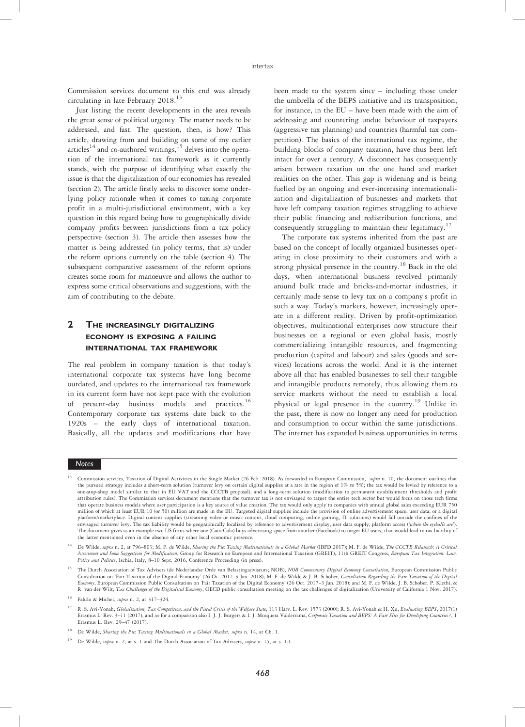Commission services document to this end was already circulating in late February 2018.[13]

Just listing the recent developments in the area reveals the great sense of political urgency. The matter needs to be addressed, and fast. The question, then, is how? This article, drawing from and building on some of my earlier articles[14] and co-authored writings,[15] delves into the operation of the international tax framework as it currently stands, with the purpose of identifying what exactly the issue is that the digitalization of our economies has revealed (section 2). The article firstly seeks to discover some underlying policy rationale when it comes to taxing corporate profit in a multi-jurisdictional environment, with a key question in this regard being how to geographically divide company profits between jurisdictions from a tax policy perspective (section 3). The article then assesses how the matter is being addressed (in policy terms, that is) under the reform options currently on the table (section 4). The subsequent comparative assessment of the reform options creates some room for manoeuvre and allows the author to express some critical observations and suggestions, with the aim of contributing to the debate.

## 2 The increasingly digitalizing economy is exposing a failing international tax framework

The real problem in company taxation is that today's international corporate tax systems have long become outdated, and updates to the international tax framework in its current form have not kept pace with the evolution of present-day business models and practices.[16] Contemporary corporate tax systems date back to the 1920s – the early days of international taxation. Basically, all the updates and modifications that have been made to the system since – including those under the umbrella of the BEPS initiative and its transposition, for instance, in the EU – have been made with the aim of addressing and countering undue behaviour of taxpayers (aggressive tax planning) and countries (harmful tax competition). The basics of the international tax regime, the building blocks of company taxation, have thus been left intact for over a century. A disconnect has consequently arisen between taxation on the one hand and market realities on the other. This gap is widening and is being fuelled by an ongoing and ever-increasing internationalization and digitalization of businesses and markets that have left company taxation regimes struggling to achieve their public financing and redistribution functions, and consequently struggling to maintain their legitimacy.[17]

The corporate tax systems inherited from the past are based on the concept of locally organized businesses operating in close proximity to their customers and with a strong physical presence in the country.[18] Back in the old days, when international business revolved primarily around bulk trade and bricks-and-mortar industries, it certainly made sense to levy tax on a company's profit in such a way. Today's markets, however, increasingly operate in a different reality. Driven by profit-optimization objectives, multinational enterprises now structure their businesses on a regional or even global basis, mostly commercializing intangible resources, and fragmenting production (capital and labour) and sales (goods and services) locations across the world. And it is the internet above all that has enabled businesses to sell their tangible and intangible products remotely, thus allowing them to service markets without the need to establish a local physical or legal presence in the country.[19] Unlike in the past, there is now no longer any need for production and consumption to occur within the same jurisdictions. The internet has expanded business opportunities in terms

---

**Notes**

[13] Commission services, Taxation of Digital Activities in the Single Market (26 Feb. 2018). As forwarded in European Commission, *supra* n. 10, the document outlines that the pursued strategy includes a short-term solution (turnover levy on certain digital supplies at a rate in the region of 1% to 5%; the tax would be levied by reference to a one-stop-shop model similar to that in EU VAT and the CCCTB proposal), and a long-term solution (modification to permanent establishment thresholds and profit attribution rules). The Commission services document mentions that the turnover tax is not envisaged to target the entire tech sector but would focus on those tech firms that operate business models where user participation is a key source of value creation. The tax would only apply to companies with annual global sales exceeding EUR 750 million of which at least EUR 10 (or 50) million are made in the EU. Targeted digital supplies include the provision of online advertisement space, user data, or a digital platform/marketplace. Digital content supplies (streaming video or music content, cloud computing, online gaming, IT solutions) would fall outside the confines of the envisaged turnover levy. The tax liability would be geographically localized by reference to advertisement display, user data supply, platform access ('*where the eyeballs are*'). The document gives as an example two US firms where one (Coca Cola) buys advertising space from another (Facebook) to target EU users; that would lead to tax liability of the latter mentioned even in the absence of any other local economic presence.

[14] De Wilde, *supra* n. 2, at 796–803; M. F. de Wilde, *Sharing the Pie; Taxing Multinationals in a Global Market* (IBFD 2017); M. F. de Wilde, *The CCCTB Relaunch: A Critical Assessment and Some Suggestions for Modification*, Group for Research on European and International Taxation (GREIT), 11th GREIT Congress, *European Tax Integration: Law, Policy and Politics*, Ischia, Italy, 8–10 Sept. 2016, Conference Proceeding (in press).

[15] The Dutch Association of Tax Advisers (de Nederlandse Orde van Belastingadviseurs; NOB), *NOB Commentary Digital Economy Consultation*, European Commission Public Consultation on 'Fair Taxation of the Digital Economy' (26 Oc. 2017–3 Jan. 2018); M. F. de Wilde & J. B. Schober, *Consultation Regarding the Fair Taxation of the Digital Economy*, European Commission Public Consultation on 'Fair Taxation of the Digital Economy' (26 Oct. 2017–3 Jan. 2018); and M. F. de Wilde, J. B. Schober, P. Klethi, & R. van der Wilt, *Tax Challenges of the Digitalised Economy*, OECD public consultation meeting on the tax challenges of digitalization (University of California 1 Nov. 2017).

[16] Falcão & Michel, *supra* n. 2, at 317–324.

[17] R. S. Avi-Yonah, *Globalization, Tax Competition, and the Fiscal Crisis of the Welfare State*, 113 Harv. L. Rev. 1573 (2000); R. S. Avi-Yonah & H. Xu, *Evaluating BEPS*, 2017(1) Erasmus L. Rev. 3–11 (2017), and *see* for a comparison also I. J. J. Burgers & I. J. Mosquera Valderrama, *Corporate Taxation and BEPS: A Fair Slice for Developing Countries?*, 1 Erasmus L. Rev. 29–47 (2017).

[18] De Wilde, *Sharing the Pie; Taxing Multinationals in a Global Market, supra* n. 14, at Ch. 1.

[19] De Wilde, *supra* n. 2, at s. 1 and The Dutch Association of Tax Advisers, *supra* n. 15, at s. 1.1.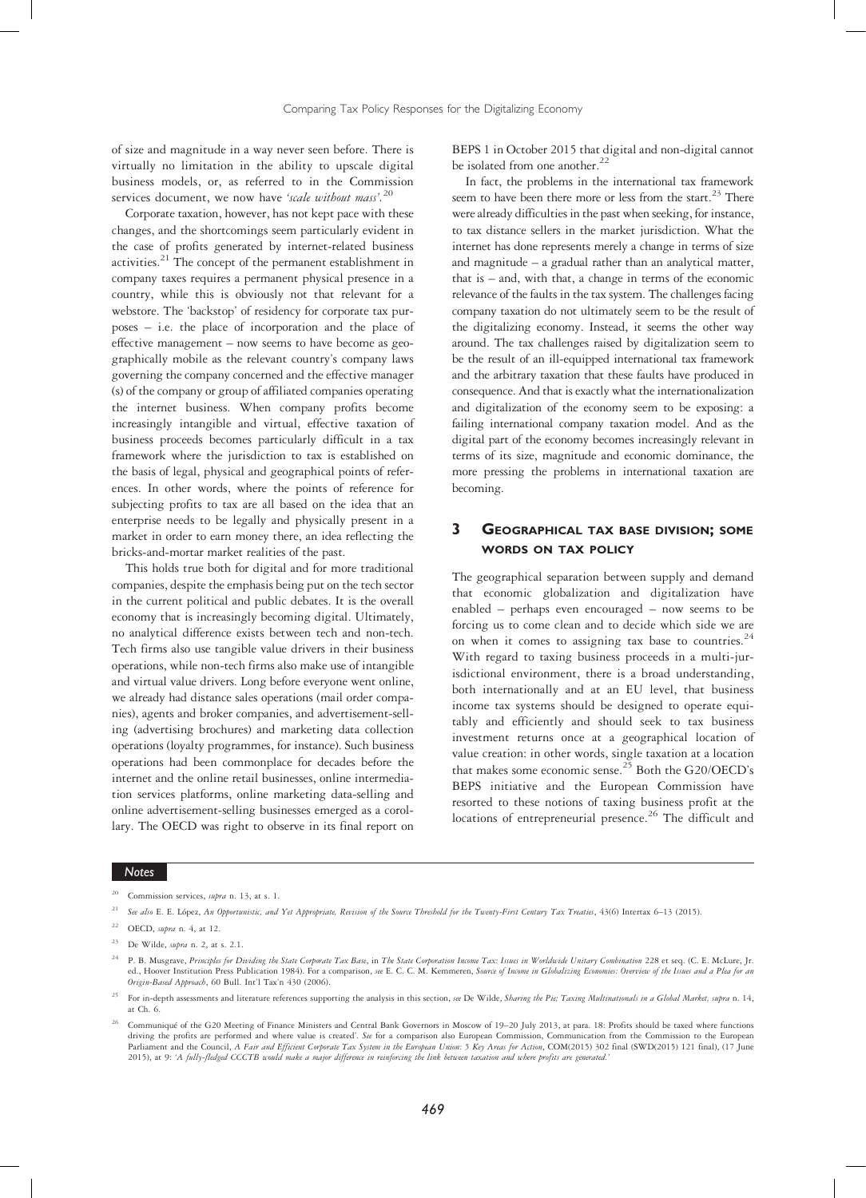of size and magnitude in a way never seen before. There is virtually no limitation in the ability to upscale digital business models, or, as referred to in the Commission services document, we now have *'scale without mass'*.[20]

Corporate taxation, however, has not kept pace with these changes, and the shortcomings seem particularly evident in the case of profits generated by internet-related business activities.[21] The concept of the permanent establishment in company taxes requires a permanent physical presence in a country, while this is obviously not that relevant for a webstore. The 'backstop' of residency for corporate tax purposes – i.e. the place of incorporation and the place of effective management – now seems to have become as geographically mobile as the relevant country's company laws governing the company concerned and the effective manager (s) of the company or group of affiliated companies operating the internet business. When company profits become increasingly intangible and virtual, effective taxation of business proceeds becomes particularly difficult in a tax framework where the jurisdiction to tax is established on the basis of legal, physical and geographical points of references. In other words, where the points of reference for subjecting profits to tax are all based on the idea that an enterprise needs to be legally and physically present in a market in order to earn money there, an idea reflecting the bricks-and-mortar market realities of the past.

This holds true both for digital and for more traditional companies, despite the emphasis being put on the tech sector in the current political and public debates. It is the overall economy that is increasingly becoming digital. Ultimately, no analytical difference exists between tech and non-tech. Tech firms also use tangible value drivers in their business operations, while non-tech firms also make use of intangible and virtual value drivers. Long before everyone went online, we already had distance sales operations (mail order companies), agents and broker companies, and advertisement-selling (advertising brochures) and marketing data collection operations (loyalty programmes, for instance). Such business operations had been commonplace for decades before the internet and the online retail businesses, online intermediation services platforms, online marketing data-selling and online advertisement-selling businesses emerged as a corollary. The OECD was right to observe in its final report on BEPS 1 in October 2015 that digital and non-digital cannot be isolated from one another.[22]

In fact, the problems in the international tax framework seem to have been there more or less from the start.[23] There were already difficulties in the past when seeking, for instance, to tax distance sellers in the market jurisdiction. What the internet has done represents merely a change in terms of size and magnitude – a gradual rather than an analytical matter, that is – and, with that, a change in terms of the economic relevance of the faults in the tax system. The challenges facing company taxation do not ultimately seem to be the result of the digitalizing economy. Instead, it seems the other way around. The tax challenges raised by digitalization seem to be the result of an ill-equipped international tax framework and the arbitrary taxation that these faults have produced in consequence. And that is exactly what the internationalization and digitalization of the economy seem to be exposing: a failing international company taxation model. And as the digital part of the economy becomes increasingly relevant in terms of its size, magnitude and economic dominance, the more pressing the problems in international taxation are becoming.

## 3 Geographical Tax Base Division; Some Words on Tax Policy

The geographical separation between supply and demand that economic globalization and digitalization have enabled – perhaps even encouraged – now seems to be forcing us to come clean and to decide which side we are on when it comes to assigning tax base to countries.[24] With regard to taxing business proceeds in a multi-jurisdictional environment, there is a broad understanding, both internationally and at an EU level, that business income tax systems should be designed to operate equitably and efficiently and should seek to tax business investment returns once at a geographical location of value creation: in other words, single taxation at a location that makes some economic sense.[25] Both the G20/OECD's BEPS initiative and the European Commission have resorted to these notions of taxing business profit at the locations of entrepreneurial presence.[26] The difficult and

---

**Notes**

[20] Commission services, *supra* n. 13, at s. 1.

[21] *See also* E. E. López, *An Opportunistic, and Yet Appropriate, Revision of the Source Threshold for the Twenty-First Century Tax Treaties*, 43(6) Intertax 6–13 (2015).

[22] OECD, *supra* n. 4, at 12.

[23] De Wilde, *supra* n. 2, at s. 2.1.

[24] P. B. Musgrave, *Principles for Dividing the State Corporate Tax Base*, in *The State Corporation Income Tax: Issues in Worldwide Unitary Combination* 228 et seq. (C. E. McLure, Jr. ed., Hoover Institution Press Publication 1984). For a comparison, *see* E. C. C. M. Kemmeren, *Source of Income in Globalizing Economies: Overview of the Issues and a Plea for an Origin-Based Approach*, 60 Bull. Int'l Tax'n 430 (2006).

[25] For in-depth assessments and literature references supporting the analysis in this section, *see* De Wilde, *Sharing the Pie; Taxing Multinationals in a Global Market*, *supra* n. 14, at Ch. 6.

[26] Communiqué of the G20 Meeting of Finance Ministers and Central Bank Governors in Moscow of 19–20 July 2013, at para. 18: Profits should be taxed where functions driving the profits are performed and where value is created'. *See* for a comparison also European Commission, Communication from the Commission to the European Parliament and the Council, *A Fair and Efficient Corporate Tax System in the European Union: 5 Key Areas for Action*, COM(2015) 302 final (SWD(2015) 121 final), (17 June 2015), at 9: *'A fully-fledged CCCTB would make a major difference in reinforcing the link between taxation and where profits are generated.'*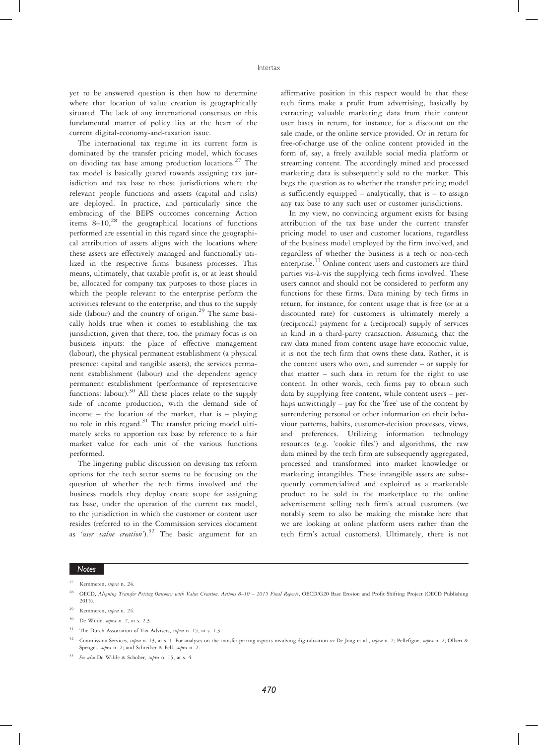yet to be answered question is then how to determine where that location of value creation is geographically situated. The lack of any international consensus on this fundamental matter of policy lies at the heart of the current digital-economy-and-taxation issue.

The international tax regime in its current form is dominated by the transfer pricing model, which focuses on dividing tax base among production locations.[27] The tax model is basically geared towards assigning tax jurisdiction and tax base to those jurisdictions where the relevant people functions and assets (capital and risks) are deployed. In practice, and particularly since the embracing of the BEPS outcomes concerning Action items 8–10,[28] the geographical locations of functions performed are essential in this regard since the geographical attribution of assets aligns with the locations where these assets are effectively managed and functionally utilized in the respective firms' business processes. This means, ultimately, that taxable profit is, or at least should be, allocated for company tax purposes to those places in which the people relevant to the enterprise perform the activities relevant to the enterprise, and thus to the supply side (labour) and the country of origin.[29] The same basically holds true when it comes to establishing the tax jurisdiction, given that there, too, the primary focus is on business inputs: the place of effective management (labour), the physical permanent establishment (a physical presence: capital and tangible assets), the services permanent establishment (labour) and the dependent agency permanent establishment (performance of representative functions: labour).[30] All these places relate to the supply side of income production, with the demand side of income – the location of the market, that is – playing no role in this regard.[31] The transfer pricing model ultimately seeks to apportion tax base by reference to a fair market value for each unit of the various functions performed.

The lingering public discussion on devising tax reform options for the tech sector seems to be focusing on the question of whether the tech firms involved and the business models they deploy create scope for assigning tax base, under the operation of the current tax model, to the jurisdiction in which the customer or content user resides (referred to in the Commission services document as *'user value creation'*).[32] The basic argument for an affirmative position in this respect would be that these tech firms make a profit from advertising, basically by extracting valuable marketing data from their content user bases in return, for instance, for a discount on the sale made, or the online service provided. Or in return for free-of-charge use of the online content provided in the form of, say, a freely available social media platform or streaming content. The accordingly mined and processed marketing data is subsequently sold to the market. This begs the question as to whether the transfer pricing model is sufficiently equipped – analytically, that is – to assign any tax base to any such user or customer jurisdictions.

In my view, no convincing argument exists for basing attribution of the tax base under the current transfer pricing model to user and customer locations, regardless of the business model employed by the firm involved, and regardless of whether the business is a tech or non-tech enterprise.[33] Online content users and customers are third parties vis-à-vis the supplying tech firms involved. These users cannot and should not be considered to perform any functions for these firms. Data mining by tech firms in return, for instance, for content usage that is free (or at a discounted rate) for customers is ultimately merely a (reciprocal) payment for a (reciprocal) supply of services in kind in a third-party transaction. Assuming that the raw data mined from content usage have economic value, it is not the tech firm that owns these data. Rather, it is the content users who own, and surrender – or supply for that matter – such data in return for the right to use content. In other words, tech firms pay to obtain such data by supplying free content, while content users – perhaps unwittingly – pay for the 'free' use of the content by surrendering personal or other information on their behaviour patterns, habits, customer-decision processes, views, and preferences. Utilizing information technology resources (e.g. 'cookie files') and algorithms, the raw data mined by the tech firm are subsequently aggregated, processed and transformed into market knowledge or marketing intangibles. These intangible assets are subsequently commercialized and exploited as a marketable product to be sold in the marketplace to the online advertisement selling tech firm's actual customers (we notably seem to also be making the mistake here that we are looking at online platform users rather than the tech firm's actual customers). Ultimately, there is not

## Notes

[27] Kemmeren, *supra* n. 24.

[28] OECD, *Aligning Transfer Pricing Outcomes with Value Creation, Actions 8–10 – 2015 Final Reports*, OECD/G20 Base Erosion and Profit Shifting Project (OECD Publishing 2015).

[29] Kemmeren, *supra* n. 24.

[30] De Wilde, *supra* n. 2, at s. 2.3.

[31] The Dutch Association of Tax Advisers, *supra* n. 15, at s. 1.3.

[32] Commission Services, *supra* n. 13, at s. 1. For analyses on the transfer pricing aspects involving digitalization *see* De Jong et al., *supra* n. 2; Pellefigue, *supra* n. 2; Olbert & Spengel, *supra* n. 2; and Schreiber & Fell, *supra* n. 2.

[33] *See also* De Wilde & Schober, *supra* n. 15, at s. 4.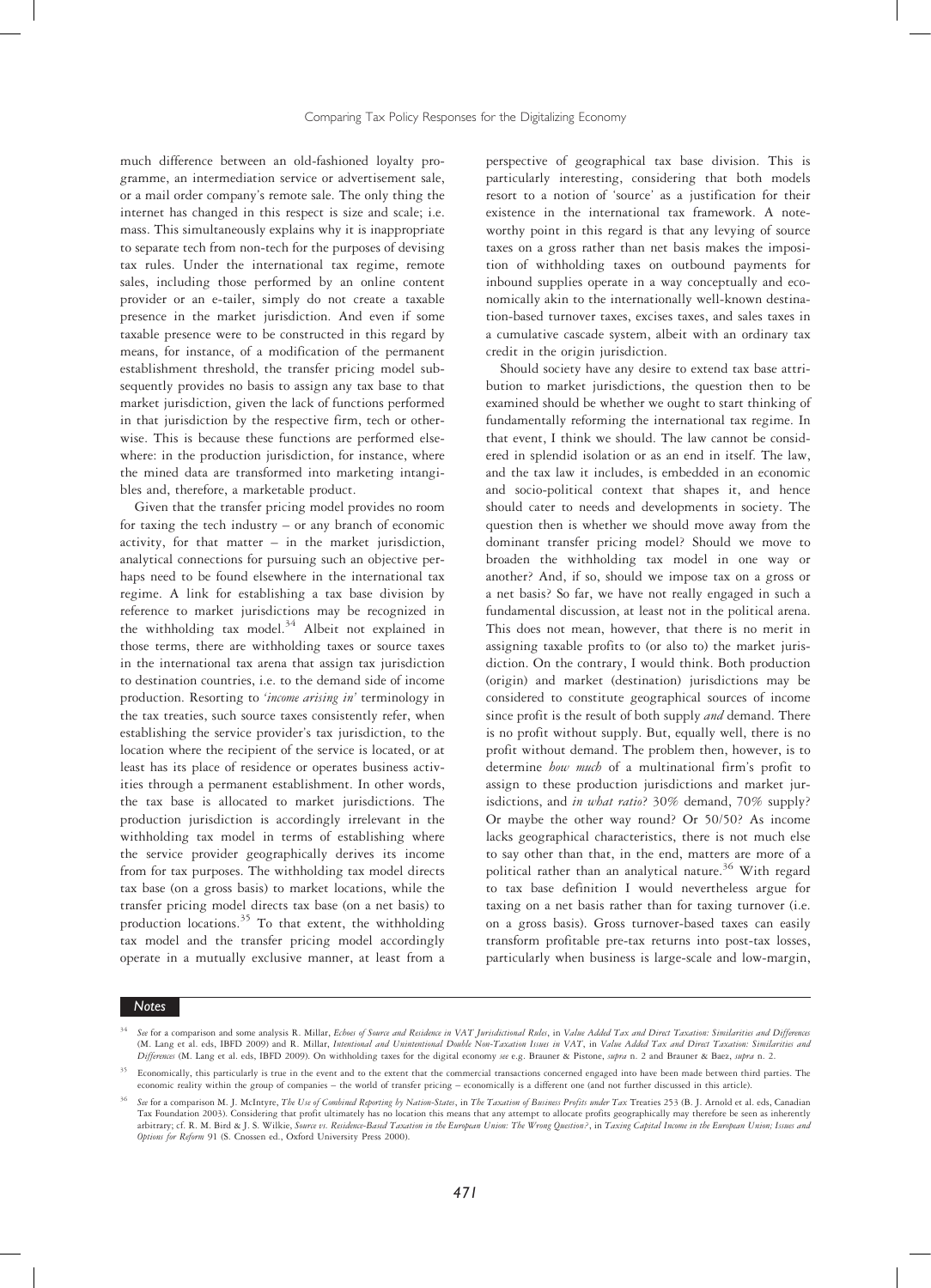much difference between an old-fashioned loyalty programme, an intermediation service or advertisement sale, or a mail order company's remote sale. The only thing the internet has changed in this respect is size and scale; i.e. mass. This simultaneously explains why it is inappropriate to separate tech from non-tech for the purposes of devising tax rules. Under the international tax regime, remote sales, including those performed by an online content provider or an e-tailer, simply do not create a taxable presence in the market jurisdiction. And even if some taxable presence were to be constructed in this regard by means, for instance, of a modification of the permanent establishment threshold, the transfer pricing model subsequently provides no basis to assign any tax base to that market jurisdiction, given the lack of functions performed in that jurisdiction by the respective firm, tech or otherwise. This is because these functions are performed elsewhere: in the production jurisdiction, for instance, where the mined data are transformed into marketing intangibles and, therefore, a marketable product.

Given that the transfer pricing model provides no room for taxing the tech industry – or any branch of economic activity, for that matter – in the market jurisdiction, analytical connections for pursuing such an objective perhaps need to be found elsewhere in the international tax regime. A link for establishing a tax base division by reference to market jurisdictions may be recognized in the withholding tax model.[34] Albeit not explained in those terms, there are withholding taxes or source taxes in the international tax arena that assign tax jurisdiction to destination countries, i.e. to the demand side of income production. Resorting to *'income arising in'* terminology in the tax treaties, such source taxes consistently refer, when establishing the service provider's tax jurisdiction, to the location where the recipient of the service is located, or at least has its place of residence or operates business activities through a permanent establishment. In other words, the tax base is allocated to market jurisdictions. The production jurisdiction is accordingly irrelevant in the withholding tax model in terms of establishing where the service provider geographically derives its income from for tax purposes. The withholding tax model directs tax base (on a gross basis) to market locations, while the transfer pricing model directs tax base (on a net basis) to production locations.[35] To that extent, the withholding tax model and the transfer pricing model accordingly operate in a mutually exclusive manner, at least from a perspective of geographical tax base division. This is particularly interesting, considering that both models resort to a notion of 'source' as a justification for their existence in the international tax framework. A noteworthy point in this regard is that any levying of source taxes on a gross rather than net basis makes the imposition of withholding taxes on outbound payments for inbound supplies operate in a way conceptually and economically akin to the internationally well-known destination-based turnover taxes, excises taxes, and sales taxes in a cumulative cascade system, albeit with an ordinary tax credit in the origin jurisdiction.

Should society have any desire to extend tax base attribution to market jurisdictions, the question then to be examined should be whether we ought to start thinking of fundamentally reforming the international tax regime. In that event, I think we should. The law cannot be considered in splendid isolation or as an end in itself. The law, and the tax law it includes, is embedded in an economic and socio-political context that shapes it, and hence should cater to needs and developments in society. The question then is whether we should move away from the dominant transfer pricing model? Should we move to broaden the withholding tax model in one way or another? And, if so, should we impose tax on a gross or a net basis? So far, we have not really engaged in such a fundamental discussion, at least not in the political arena. This does not mean, however, that there is no merit in assigning taxable profits to (or also to) the market jurisdiction. On the contrary, I would think. Both production (origin) and market (destination) jurisdictions may be considered to constitute geographical sources of income since profit is the result of both supply *and* demand. There is no profit without supply. But, equally well, there is no profit without demand. The problem then, however, is to determine *how much* of a multinational firm's profit to assign to these production jurisdictions and market jurisdictions, and *in what ratio*? 30% demand, 70% supply? Or maybe the other way round? Or 50/50? As income lacks geographical characteristics, there is not much else to say other than that, in the end, matters are more of a political rather than an analytical nature.[36] With regard to tax base definition I would nevertheless argue for taxing on a net basis rather than for taxing turnover (i.e. on a gross basis). Gross turnover-based taxes can easily transform profitable pre-tax returns into post-tax losses, particularly when business is large-scale and low-margin,

**Notes**

[34] *See* for a comparison and some analysis R. Millar, *Echoes of Source and Residence in VAT Jurisdictional Rules*, in *Value Added Tax and Direct Taxation: Similarities and Differences* (M. Lang et al. eds, IBFD 2009) and R. Millar, *Intentional and Unintentional Double Non-Taxation Issues in VAT*, in *Value Added Tax and Direct Taxation: Similarities and Differences* (M. Lang et al. eds, IBFD 2009). On withholding taxes for the digital economy *see* e.g. Brauner & Pistone, *supra* n. 2 and Brauner & Baez, *supra* n. 2.

[35] Economically, this particularly is true in the event and to the extent that the commercial transactions concerned engaged into have been made between third parties. The economic reality within the group of companies – the world of transfer pricing – economically is a different one (and not further discussed in this article).

[36] *See* for a comparison M. J. McIntyre, *The Use of Combined Reporting by Nation-States*, in *The Taxation of Business Profits under Tax* Treaties 253 (B. J. Arnold et al. eds, Canadian Tax Foundation 2003). Considering that profit ultimately has no location this means that any attempt to allocate profits geographically may therefore be seen as inherently arbitrary; cf. R. M. Bird & J. S. Wilkie, *Source vs. Residence-Based Taxation in the European Union: The Wrong Question?*, in *Taxing Capital Income in the European Union; Issues and Options for Reform* 91 (S. Cnossen ed., Oxford University Press 2000).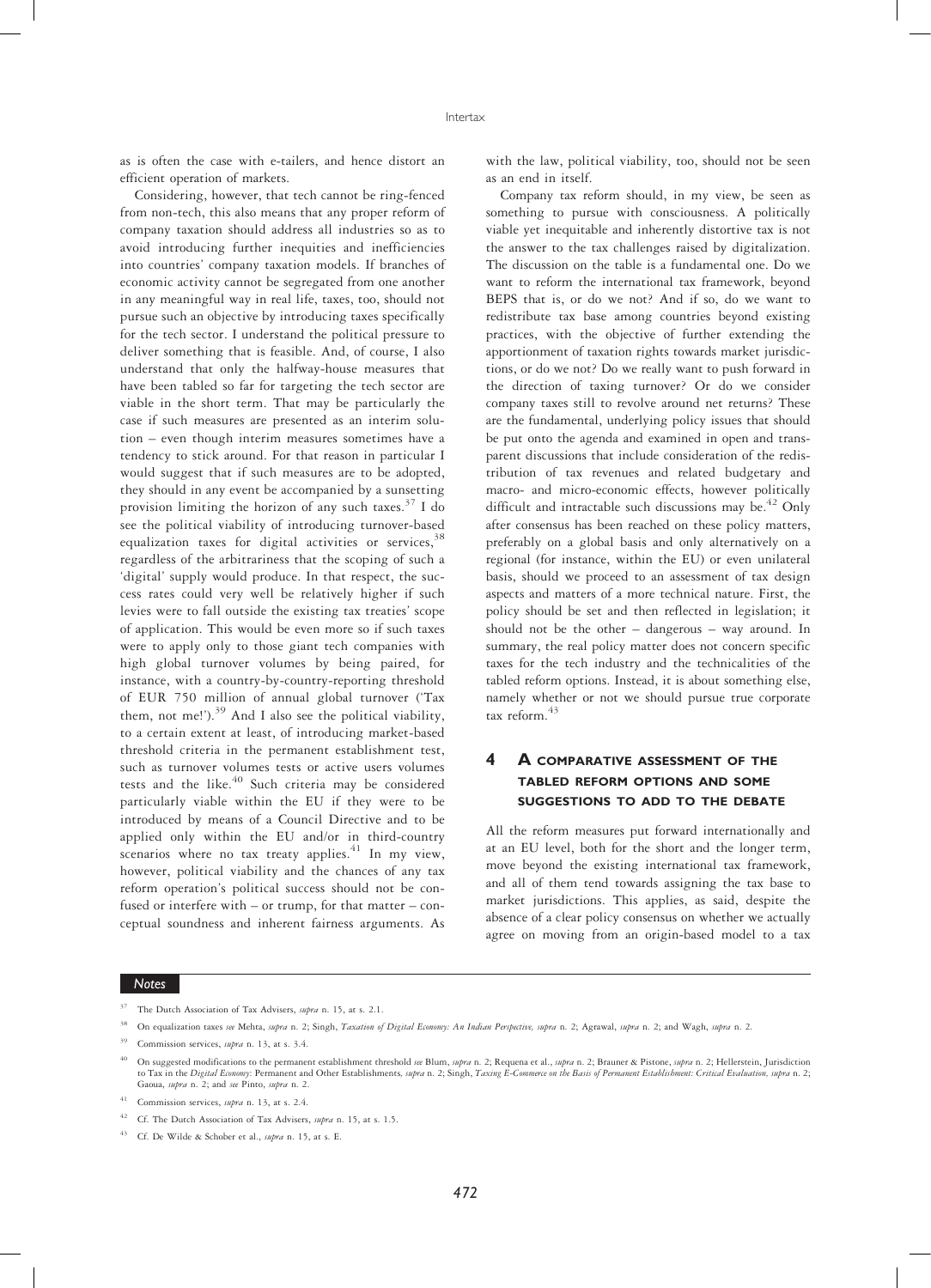as is often the case with e-tailers, and hence distort an efficient operation of markets.

Considering, however, that tech cannot be ring-fenced from non-tech, this also means that any proper reform of company taxation should address all industries so as to avoid introducing further inequities and inefficiencies into countries' company taxation models. If branches of economic activity cannot be segregated from one another in any meaningful way in real life, taxes, too, should not pursue such an objective by introducing taxes specifically for the tech sector. I understand the political pressure to deliver something that is feasible. And, of course, I also understand that only the halfway-house measures that have been tabled so far for targeting the tech sector are viable in the short term. That may be particularly the case if such measures are presented as an interim solution – even though interim measures sometimes have a tendency to stick around. For that reason in particular I would suggest that if such measures are to be adopted, they should in any event be accompanied by a sunsetting provision limiting the horizon of any such taxes.[37] I do see the political viability of introducing turnover-based equalization taxes for digital activities or services,[38] regardless of the arbitrariness that the scoping of such a 'digital' supply would produce. In that respect, the success rates could very well be relatively higher if such levies were to fall outside the existing tax treaties' scope of application. This would be even more so if such taxes were to apply only to those giant tech companies with high global turnover volumes by being paired, for instance, with a country-by-country-reporting threshold of EUR 750 million of annual global turnover ('Tax them, not me!').[39] And I also see the political viability, to a certain extent at least, of introducing market-based threshold criteria in the permanent establishment test, such as turnover volumes tests or active users volumes tests and the like.[40] Such criteria may be considered particularly viable within the EU if they were to be introduced by means of a Council Directive and to be applied only within the EU and/or in third-country scenarios where no tax treaty applies.[41] In my view, however, political viability and the chances of any tax reform operation's political success should not be confused or interfere with – or trump, for that matter – conceptual soundness and inherent fairness arguments. As with the law, political viability, too, should not be seen as an end in itself.

Company tax reform should, in my view, be seen as something to pursue with consciousness. A politically viable yet inequitable and inherently distortive tax is not the answer to the tax challenges raised by digitalization. The discussion on the table is a fundamental one. Do we want to reform the international tax framework, beyond BEPS that is, or do we not? And if so, do we want to redistribute tax base among countries beyond existing practices, with the objective of further extending the apportionment of taxation rights towards market jurisdictions, or do we not? Do we really want to push forward in the direction of taxing turnover? Or do we consider company taxes still to revolve around net returns? These are the fundamental, underlying policy issues that should be put onto the agenda and examined in open and transparent discussions that include consideration of the redistribution of tax revenues and related budgetary and macro- and micro-economic effects, however politically difficult and intractable such discussions may be.[42] Only after consensus has been reached on these policy matters, preferably on a global basis and only alternatively on a regional (for instance, within the EU) or even unilateral basis, should we proceed to an assessment of tax design aspects and matters of a more technical nature. First, the policy should be set and then reflected in legislation; it should not be the other – dangerous – way around. In summary, the real policy matter does not concern specific taxes for the tech industry and the technicalities of the tabled reform options. Instead, it is about something else, namely whether or not we should pursue true corporate tax reform.[43]

## 4 A Comparative Assessment of the Tabled Reform Options and Some Suggestions to Add to the Debate

All the reform measures put forward internationally and at an EU level, both for the short and the longer term, move beyond the existing international tax framework, and all of them tend towards assigning the tax base to market jurisdictions. This applies, as said, despite the absence of a clear policy consensus on whether we actually agree on moving from an origin-based model to a tax

---

**Notes**

[37] The Dutch Association of Tax Advisers, *supra* n. 15, at s. 2.1.

[38] On equalization taxes *see* Mehta, *supra* n. 2; Singh, *Taxation of Digital Economy: An Indian Perspective, supra* n. 2; Agrawal, *supra* n. 2; and Wagh, *supra* n. 2.

[39] Commission services, *supra* n. 13, at s. 3.4.

[40] On suggested modifications to the permanent establishment threshold *see* Blum, *supra* n. 2; Requena et al., *supra* n. 2; Brauner & Pistone, *supra* n. 2; Hellerstein, Jurisdiction to Tax in the *Digital Economy*: Permanent and Other Establishments*, supra* n. 2; Singh, *Taxing E-Commerce on the Basis of Permanent Establishment: Critical Evaluation, supra* n. 2; Gaoua, *supra* n. 2; and *see* Pinto, *supra* n. 2.

[41] Commission services, *supra* n. 13, at s. 2.4.

[42] Cf. The Dutch Association of Tax Advisers, *supra* n. 15, at s. 1.5.

[43] Cf. De Wilde & Schober et al., *supra* n. 15, at s. E.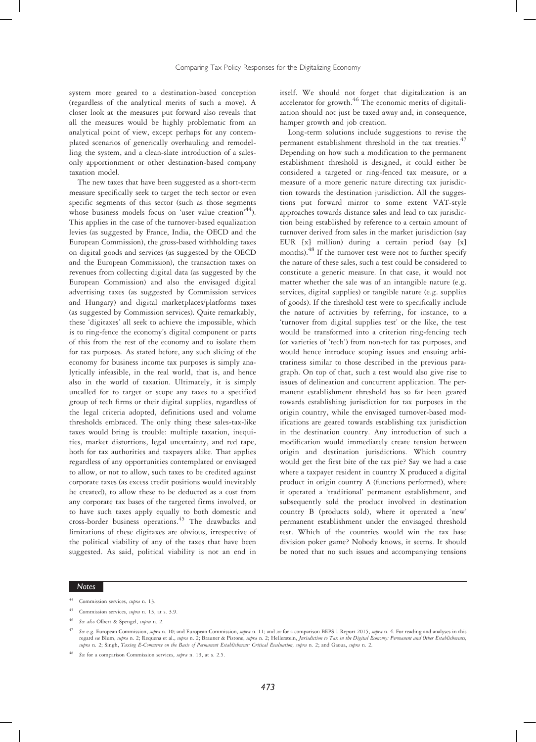system more geared to a destination-based conception (regardless of the analytical merits of such a move). A closer look at the measures put forward also reveals that all the measures would be highly problematic from an analytical point of view, except perhaps for any contemplated scenarios of generically overhauling and remodelling the system, and a clean-slate introduction of a sales-only apportionment or other destination-based company taxation model.

The new taxes that have been suggested as a short-term measure specifically seek to target the tech sector or even specific segments of this sector (such as those segments whose business models focus on 'user value creation'[44]). This applies in the case of the turnover-based equalization levies (as suggested by France, India, the OECD and the European Commission), the gross-based withholding taxes on digital goods and services (as suggested by the OECD and the European Commission), the transaction taxes on revenues from collecting digital data (as suggested by the European Commission) and also the envisaged digital advertising taxes (as suggested by Commission services and Hungary) and digital marketplaces/platforms taxes (as suggested by Commission services). Quite remarkably, these 'digitaxes' all seek to achieve the impossible, which is to ring-fence the economy's digital component or parts of this from the rest of the economy and to isolate them for tax purposes. As stated before, any such slicing of the economy for business income tax purposes is simply analytically infeasible, in the real world, that is, and hence also in the world of taxation. Ultimately, it is simply uncalled for to target or scope any taxes to a specified group of tech firms or their digital supplies, regardless of the legal criteria adopted, definitions used and volume thresholds embraced. The only thing these sales-tax-like taxes would bring is trouble: multiple taxation, inequities, market distortions, legal uncertainty, and red tape, both for tax authorities and taxpayers alike. That applies regardless of any opportunities contemplated or envisaged to allow, or not to allow, such taxes to be credited against corporate taxes (as excess credit positions would inevitably be created), to allow these to be deducted as a cost from any corporate tax bases of the targeted firms involved, or to have such taxes apply equally to both domestic and cross-border business operations.[45] The drawbacks and limitations of these digitaxes are obvious, irrespective of the political viability of any of the taxes that have been suggested. As said, political viability is not an end in itself. We should not forget that digitalization is an accelerator for growth.[46] The economic merits of digitalization should not just be taxed away and, in consequence, hamper growth and job creation.

Long-term solutions include suggestions to revise the permanent establishment threshold in the tax treaties.[47] Depending on how such a modification to the permanent establishment threshold is designed, it could either be considered a targeted or ring-fenced tax measure, or a measure of a more generic nature directing tax jurisdiction towards the destination jurisdiction. All the suggestions put forward mirror to some extent VAT-style approaches towards distance sales and lead to tax jurisdiction being established by reference to a certain amount of turnover derived from sales in the market jurisdiction (say EUR [x] million) during a certain period (say [x] months).[48] If the turnover test were not to further specify the nature of these sales, such a test could be considered to constitute a generic measure. In that case, it would not matter whether the sale was of an intangible nature (e.g. services, digital supplies) or tangible nature (e.g. supplies of goods). If the threshold test were to specifically include the nature of activities by referring, for instance, to a 'turnover from digital supplies test' or the like, the test would be transformed into a criterion ring-fencing tech (or varieties of 'tech') from non-tech for tax purposes, and would hence introduce scoping issues and ensuing arbitrariness similar to those described in the previous paragraph. On top of that, such a test would also give rise to issues of delineation and concurrent application. The permanent establishment threshold has so far been geared towards establishing jurisdiction for tax purposes in the origin country, while the envisaged turnover-based modifications are geared towards establishing tax jurisdiction in the destination country. Any introduction of such a modification would immediately create tension between origin and destination jurisdictions. Which country would get the first bite of the tax pie? Say we had a case where a taxpayer resident in country X produced a digital product in origin country A (functions performed), where it operated a 'traditional' permanent establishment, and subsequently sold the product involved in destination country B (products sold), where it operated a 'new' permanent establishment under the envisaged threshold test. Which of the countries would win the tax base division poker game? Nobody knows, it seems. It should be noted that no such issues and accompanying tensions

---

*Notes*

[44] Commission services, *supra* n. 13.

[45] Commission services, *supra* n. 13, at s. 3.9.

[46] *See also* Olbert & Spengel, *supra* n. 2.

[47] *See* e.g. European Commission, *supra* n. 10; and European Commission, *supra* n. 11; and *see* for a comparison BEPS 1 Report 2015, *supra* n. 4. For reading and analyses in this regard *see* Blum, *supra* n. 2; Requena et al., *supra* n. 2; Brauner & Pistone, *supra* n. 2; Hellerstein, *Jurisdiction to Tax in the Digital Economy: Permanent and Other Establishments*, *supra* n. 2; Singh, *Taxing E-Commerce on the Basis of Permanent Establishment: Critical Evaluation, supra* n. 2; and Gaoua, *supra* n. 2.

[48] *See* for a comparison Commission services, *supra* n. 13, at s. 2.5.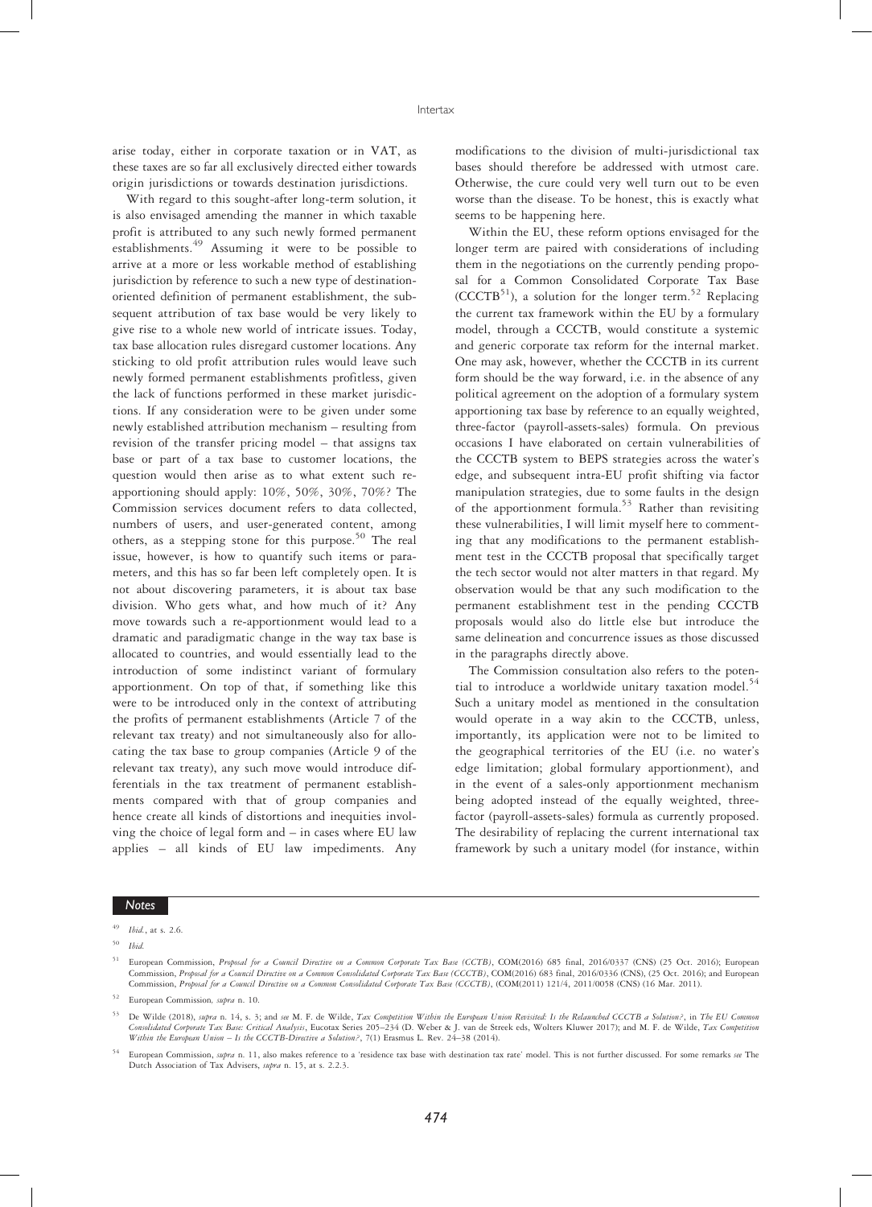arise today, either in corporate taxation or in VAT, as these taxes are so far all exclusively directed either towards origin jurisdictions or towards destination jurisdictions.

With regard to this sought-after long-term solution, it is also envisaged amending the manner in which taxable profit is attributed to any such newly formed permanent establishments.[49] Assuming it were to be possible to arrive at a more or less workable method of establishing jurisdiction by reference to such a new type of destination-oriented definition of permanent establishment, the subsequent attribution of tax base would be very likely to give rise to a whole new world of intricate issues. Today, tax base allocation rules disregard customer locations. Any sticking to old profit attribution rules would leave such newly formed permanent establishments profitless, given the lack of functions performed in these market jurisdictions. If any consideration were to be given under some newly established attribution mechanism – resulting from revision of the transfer pricing model – that assigns tax base or part of a tax base to customer locations, the question would then arise as to what extent such re-apportioning should apply: 10%, 50%, 30%, 70%? The Commission services document refers to data collected, numbers of users, and user-generated content, among others, as a stepping stone for this purpose.[50] The real issue, however, is how to quantify such items or parameters, and this has so far been left completely open. It is not about discovering parameters, it is about tax base division. Who gets what, and how much of it? Any move towards such a re-apportionment would lead to a dramatic and paradigmatic change in the way tax base is allocated to countries, and would essentially lead to the introduction of some indistinct variant of formulary apportionment. On top of that, if something like this were to be introduced only in the context of attributing the profits of permanent establishments (Article 7 of the relevant tax treaty) and not simultaneously also for allocating the tax base to group companies (Article 9 of the relevant tax treaty), any such move would introduce differentials in the tax treatment of permanent establishments compared with that of group companies and hence create all kinds of distortions and inequities involving the choice of legal form and – in cases where EU law applies – all kinds of EU law impediments. Any modifications to the division of multi-jurisdictional tax bases should therefore be addressed with utmost care. Otherwise, the cure could very well turn out to be even worse than the disease. To be honest, this is exactly what seems to be happening here.

Within the EU, these reform options envisaged for the longer term are paired with considerations of including them in the negotiations on the currently pending proposal for a Common Consolidated Corporate Tax Base (CCCTB[51]), a solution for the longer term.[52] Replacing the current tax framework within the EU by a formulary model, through a CCCTB, would constitute a systemic and generic corporate tax reform for the internal market. One may ask, however, whether the CCCTB in its current form should be the way forward, i.e. in the absence of any political agreement on the adoption of a formulary system apportioning tax base by reference to an equally weighted, three-factor (payroll-assets-sales) formula. On previous occasions I have elaborated on certain vulnerabilities of the CCCTB system to BEPS strategies across the water's edge, and subsequent intra-EU profit shifting via factor manipulation strategies, due to some faults in the design of the apportionment formula.[53] Rather than revisiting these vulnerabilities, I will limit myself here to commenting that any modifications to the permanent establishment test in the CCCTB proposal that specifically target the tech sector would not alter matters in that regard. My observation would be that any such modification to the permanent establishment test in the pending CCCTB proposals would also do little else but introduce the same delineation and concurrence issues as those discussed in the paragraphs directly above.

The Commission consultation also refers to the potential to introduce a worldwide unitary taxation model.[54] Such a unitary model as mentioned in the consultation would operate in a way akin to the CCCTB, unless, importantly, its application were not to be limited to the geographical territories of the EU (i.e. no water's edge limitation; global formulary apportionment), and in the event of a sales-only apportionment mechanism being adopted instead of the equally weighted, three-factor (payroll-assets-sales) formula as currently proposed. The desirability of replacing the current international tax framework by such a unitary model (for instance, within

**Notes**

[49] *Ibid.*, at s. 2.6.

[50] *Ibid.*

[51] European Commission, *Proposal for a Council Directive on a Common Corporate Tax Base (CCTB)*, COM(2016) 685 final, 2016/0337 (CNS) (25 Oct. 2016); European Commission, *Proposal for a Council Directive on a Common Consolidated Corporate Tax Base (CCCTB)*, COM(2016) 683 final, 2016/0336 (CNS), (25 Oct. 2016); and European Commission, *Proposal for a Council Directive on a Common Consolidated Corporate Tax Base (CCCTB)*, (COM(2011) 121/4, 2011/0058 (CNS) (16 Mar. 2011).

[52] European Commission, *supra* n. 10.

[53] De Wilde (2018), *supra* n. 14, s. 3; and *see* M. F. de Wilde, *Tax Competition Within the European Union Revisited: Is the Relaunched CCCTB a Solution?*, in *The EU Common Consolidated Corporate Tax Base: Critical Analysis*, Eucotax Series 205–234 (D. Weber & J. van de Streek eds, Wolters Kluwer 2017); and M. F. de Wilde, *Tax Competition Within the European Union – Is the CCCTB-Directive a Solution?*, 7(1) Erasmus L. Rev. 24–38 (2014).

[54] European Commission, *supra* n. 11, also makes reference to a 'residence tax base with destination tax rate' model. This is not further discussed. For some remarks *see* The Dutch Association of Tax Advisers, *supra* n. 15, at s. 2.2.3.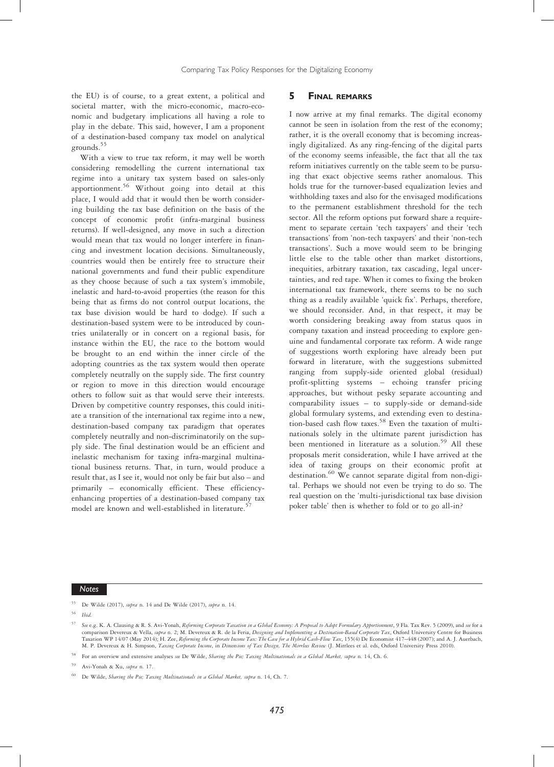the EU) is of course, to a great extent, a political and societal matter, with the micro-economic, macro-economic and budgetary implications all having a role to play in the debate. This said, however, I am a proponent of a destination-based company tax model on analytical grounds.[55]

With a view to true tax reform, it may well be worth considering remodelling the current international tax regime into a unitary tax system based on sales-only apportionment.[56] Without going into detail at this place, I would add that it would then be worth considering building the tax base definition on the basis of the concept of economic profit (infra-marginal business returns). If well-designed, any move in such a direction would mean that tax would no longer interfere in financing and investment location decisions. Simultaneously, countries would then be entirely free to structure their national governments and fund their public expenditure as they choose because of such a tax system's immobile, inelastic and hard-to-avoid properties (the reason for this being that as firms do not control output locations, the tax base division would be hard to dodge). If such a destination-based system were to be introduced by countries unilaterally or in concert on a regional basis, for instance within the EU, the race to the bottom would be brought to an end within the inner circle of the adopting countries as the tax system would then operate completely neutrally on the supply side. The first country or region to move in this direction would encourage others to follow suit as that would serve their interests. Driven by competitive country responses, this could initiate a transition of the international tax regime into a new, destination-based company tax paradigm that operates completely neutrally and non-discriminatorily on the supply side. The final destination would be an efficient and inelastic mechanism for taxing infra-marginal multinational business returns. That, in turn, would produce a result that, as I see it, would not only be fair but also – and primarily – economically efficient. These efficiency-enhancing properties of a destination-based company tax model are known and well-established in literature.[57]

## 5 Final remarks

I now arrive at my final remarks. The digital economy cannot be seen in isolation from the rest of the economy; rather, it is the overall economy that is becoming increasingly digitalized. As any ring-fencing of the digital parts of the economy seems infeasible, the fact that all the tax reform initiatives currently on the table seem to be pursuing that exact objective seems rather anomalous. This holds true for the turnover-based equalization levies and withholding taxes and also for the envisaged modifications to the permanent establishment threshold for the tech sector. All the reform options put forward share a requirement to separate certain 'tech taxpayers' and their 'tech transactions' from 'non-tech taxpayers' and their 'non-tech transactions'. Such a move would seem to be bringing little else to the table other than market distortions, inequities, arbitrary taxation, tax cascading, legal uncertainties, and red tape. When it comes to fixing the broken international tax framework, there seems to be no such thing as a readily available 'quick fix'. Perhaps, therefore, we should reconsider. And, in that respect, it may be worth considering breaking away from status quos in company taxation and instead proceeding to explore genuine and fundamental corporate tax reform. A wide range of suggestions worth exploring have already been put forward in literature, with the suggestions submitted ranging from supply-side oriented global (residual) profit-splitting systems – echoing transfer pricing approaches, but without pesky separate accounting and comparability issues – to supply-side or demand-side global formulary systems, and extending even to destination-based cash flow taxes.[58] Even the taxation of multinationals solely in the ultimate parent jurisdiction has been mentioned in literature as a solution.[59] All these proposals merit consideration, while I have arrived at the idea of taxing groups on their economic profit at destination.[60] We cannot separate digital from non-digital. Perhaps we should not even be trying to do so. The real question on the 'multi-jurisdictional tax base division poker table' then is whether to fold or to go all-in?

---

**Notes**

[55] De Wilde (2017), *supra* n. 14 and De Wilde (2017), *supra* n. 14.

[56] *Ibid.*

[57] *See* e.g. K. A. Clausing & R. S. Avi-Yonah, *Reforming Corporate Taxation in a Global Economy: A Proposal to Adopt Formulary Apportionment*, 9 Fla. Tax Rev. 5 (2009), and *see* for a comparison Devereux & Vella, *supra* n. 2; M. Devereux & R. de la Feria, *Designing and Implementing a Destination-Based Corporate Tax*, Oxford University Centre for Business Taxation WP 14/07 (May 2014); H. Zee, *Reforming the Corporate Income Tax: The Case for a Hybrid Cash-Flow Tax*, 155(4) De Economist 417–448 (2007); and A. J. Auerbach, M. P. Devereux & H. Simpson, *Taxing Corporate Income*, in *Dimensions of Tax Design, The Mirrlees Review* (J. Mirrlees et al. eds, Oxford University Press 2010).

[58] For an overview and extensive analyses *see* De Wilde, *Sharing the Pie; Taxing Multinationals in a Global Market, supra* n. 14, Ch. 6.

[59] Avi-Yonah & Xu, *supra* n. 17.

[60] De Wilde, *Sharing the Pie; Taxing Multinationals in a Global Market, supra* n. 14, Ch. 7.